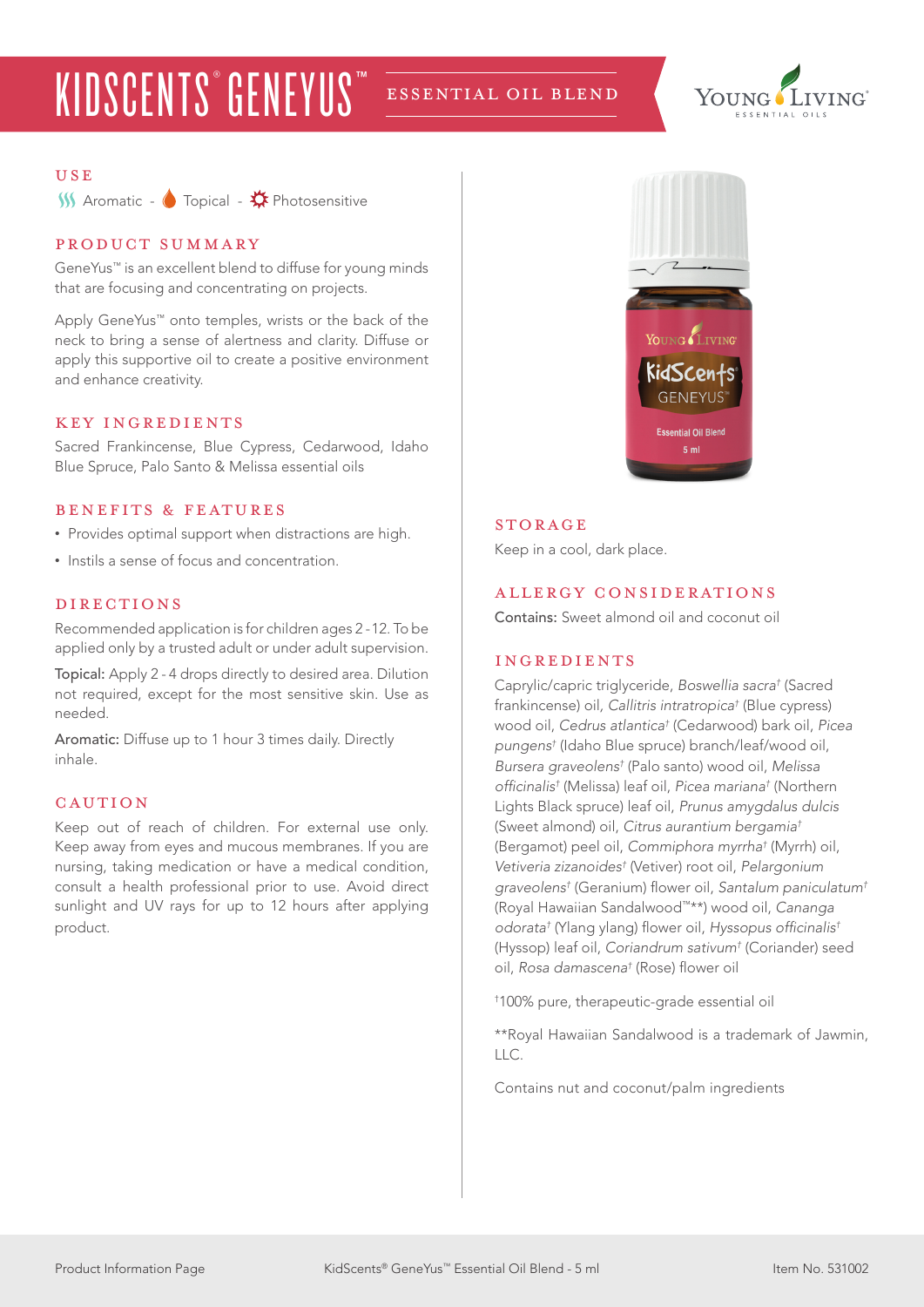# KIDSCENTS® GENEYUS™ ESSENTIAL OIL BLEND

## USE

Aromatic - Topical - Photosensitive

## PRODUCT SUMMARY

GeneYus™ is an excellent blend to diffuse for young minds that are focusing and concentrating on projects.

Apply GeneYus™ onto temples, wrists or the back of the neck to bring a sense of alertness and clarity. Diffuse or apply this supportive oil to create a positive environment and enhance creativity.

## KEY INGREDIENTS

Sacred Frankincense, Blue Cypress, Cedarwood, Idaho Blue Spruce, Palo Santo & Melissa essential oils

## BENEFITS & FEATURES

- Provides optimal support when distractions are high.
- Instils a sense of focus and concentration.

## DIRECTIONS

Recommended application is for children ages 2 - 12. To be applied only by a trusted adult or under adult supervision.

**Topical:** Apply 2 - 4 drops directly to desired area. Dilution not required, except for the most sensitive skin. Use as needed.

**Aromatic:** Diffuse up to 1 hour 3 times daily. Directly inhale.

## CAUTION

Keep out of reach of children. For external use only. Keep away from eyes and mucous membranes. If you are nursing, taking medication or have a medical condition, consult a health professional prior to use. Avoid direct sunlight and UV rays for up to 12 hours after applying product.

## STORAGE

Keep in a cool, dark place.

## ALLERGY CONSIDERATIONS

**Contains:** Sweet almond oil and coconut oil

## INGREDIENTS

Caprylic/capric triglyceride, *Boswellia sacra*† (Sacred frankincense) oil, *Callitris intratropica*† (Blue cypress) wood oil, *Cedrus atlantica*† (Cedarwood) bark oil, *Picea pungens*† (Idaho Blue spruce) branch/leaf/wood oil, *Bursera graveolens*† (Palo santo) wood oil, *Melissa officinalis*† (Melissa) leaf oil, *Picea mariana*† (Northern Lights Black spruce) leaf oil, *Prunus amygdalus dulcis* (Sweet almond) oil, *Citrus aurantium bergamia*† (Bergamot) peel oil, *Commiphora myrrha*† (Myrrh) oil, *Vetiveria zizanoides*† (Vetiver) root oil, *Pelargonium graveolens*† (Geranium) flower oil, *Santalum paniculatum*† (Royal Hawaiian Sandalwood™**) wood oil, *Cananga odorata*† (Ylang ylang) flower oil, *Hyssopus officinalis*† (Hyssop) leaf oil, *Coriandrum sativum*† (Coriander) seed oil, *Rosa damascena*† (Rose) flower oil

†100% pure, therapeutic-grade essential oil

**Royal Hawaiian Sandalwood is a trademark of Jawmin, LLC.

Contains nut and coconut/palm ingredients

Product Information Page — KidScents® GeneYus™ Essential Oil Blend - 5 ml — Item No. 531002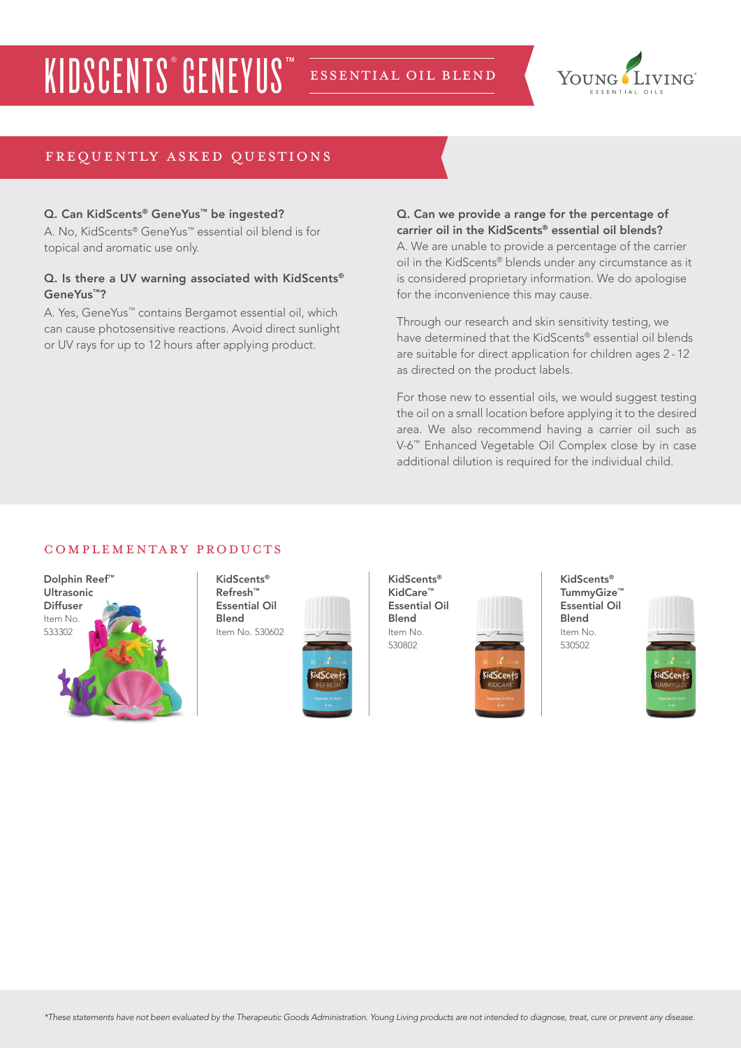# KIDSCENTS® GENEYUS™ ESSENTIAL OIL BLEND

YOUNG LIVING® ESSENTIAL OILS

## FREQUENTLY ASKED QUESTIONS

**Q. Can KidScents® GeneYus™ be ingested?**
A. No, KidScents® GeneYus™ essential oil blend is for topical and aromatic use only.

**Q. Is there a UV warning associated with KidScents® GeneYus™?**
A. Yes, GeneYus™ contains Bergamot essential oil, which can cause photosensitive reactions. Avoid direct sunlight or UV rays for up to 12 hours after applying product.

**Q. Can we provide a range for the percentage of carrier oil in the KidScents® essential oil blends?**
A. We are unable to provide a percentage of the carrier oil in the KidScents® blends under any circumstance as it is considered proprietary information. We do apologise for the inconvenience this may cause.

Through our research and skin sensitivity testing, we have determined that the KidScents® essential oil blends are suitable for direct application for children ages 2 - 12 as directed on the product labels.

For those new to essential oils, we would suggest testing the oil on a small location before applying it to the desired area. We also recommend having a carrier oil such as V-6™ Enhanced Vegetable Oil Complex close by in case additional dilution is required for the individual child.

## COMPLEMENTARY PRODUCTS

**Dolphin Reef™ Ultrasonic Diffuser**
Item No. 533302

**KidScents® Refresh™ Essential Oil Blend**
Item No. 530602

**KidScents® KidCare™ Essential Oil Blend**
Item No. 530802

**KidScents® TummyGize™ Essential Oil Blend**
Item No. 530502

*\*These statements have not been evaluated by the Therapeutic Goods Administration. Young Living products are not intended to diagnose, treat, cure or prevent any disease.*